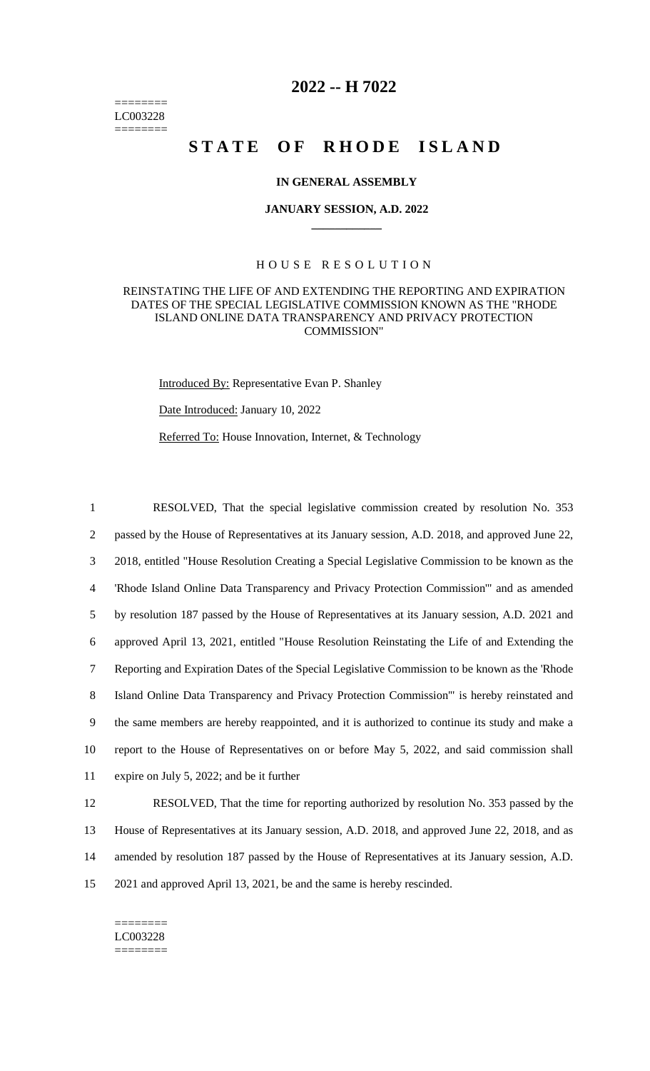========
LC003228
========

# 2022 -- H 7022

# STATE OF RHODE ISLAND

## IN GENERAL ASSEMBLY

## JANUARY SESSION, A.D. 2022

### HOUSE RESOLUTION

REINSTATING THE LIFE OF AND EXTENDING THE REPORTING AND EXPIRATION DATES OF THE SPECIAL LEGISLATIVE COMMISSION KNOWN AS THE "RHODE ISLAND ONLINE DATA TRANSPARENCY AND PRIVACY PROTECTION COMMISSION"

Introduced By: Representative Evan P. Shanley

Date Introduced: January 10, 2022

Referred To: House Innovation, Internet, & Technology

1 RESOLVED, That the special legislative commission created by resolution No. 353
2 passed by the House of Representatives at its January session, A.D. 2018, and approved June 22,
3 2018, entitled "House Resolution Creating a Special Legislative Commission to be known as the
4 'Rhode Island Online Data Transparency and Privacy Protection Commission'" and as amended
5 by resolution 187 passed by the House of Representatives at its January session, A.D. 2021 and
6 approved April 13, 2021, entitled "House Resolution Reinstating the Life of and Extending the
7 Reporting and Expiration Dates of the Special Legislative Commission to be known as the 'Rhode
8 Island Online Data Transparency and Privacy Protection Commission'" is hereby reinstated and
9 the same members are hereby reappointed, and it is authorized to continue its study and make a
10 report to the House of Representatives on or before May 5, 2022, and said commission shall
11 expire on July 5, 2022; and be it further

12 RESOLVED, That the time for reporting authorized by resolution No. 353 passed by the
13 House of Representatives at its January session, A.D. 2018, and approved June 22, 2018, and as
14 amended by resolution 187 passed by the House of Representatives at its January session, A.D.
15 2021 and approved April 13, 2021, be and the same is hereby rescinded.

========
LC003228
========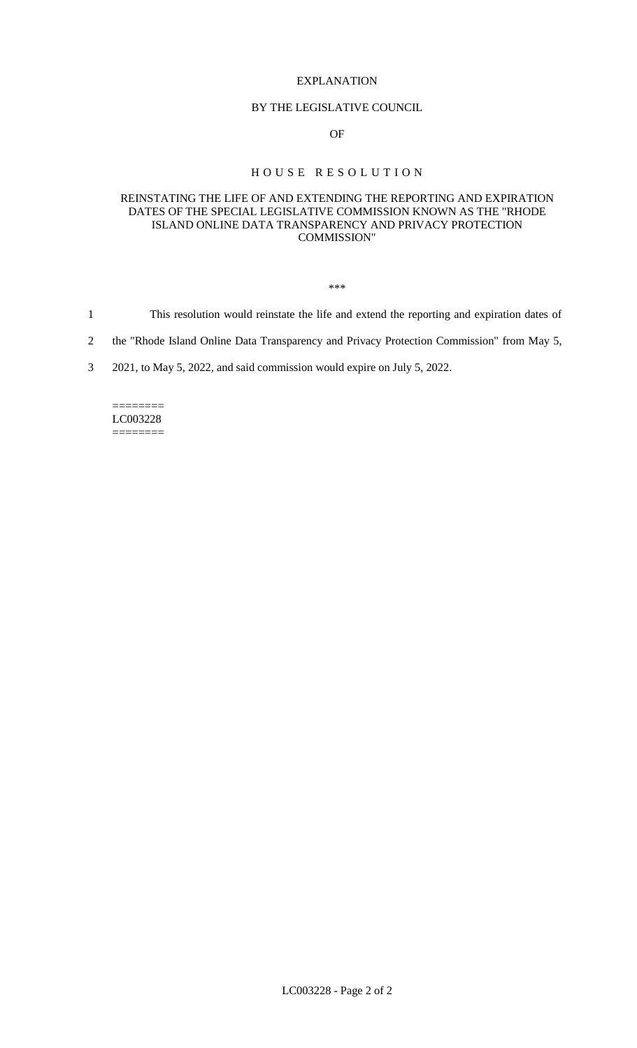EXPLANATION

BY THE LEGISLATIVE COUNCIL

OF

# H O U S E   R E S O L U T I O N

## REINSTATING THE LIFE OF AND EXTENDING THE REPORTING AND EXPIRATION DATES OF THE SPECIAL LEGISLATIVE COMMISSION KNOWN AS THE "RHODE ISLAND ONLINE DATA TRANSPARENCY AND PRIVACY PROTECTION COMMISSION"

***

1 This resolution would reinstate the life and extend the reporting and expiration dates of
2 the "Rhode Island Online Data Transparency and Privacy Protection Commission" from May 5,
3 2021, to May 5, 2022, and said commission would expire on July 5, 2022.

========
LC003228
========